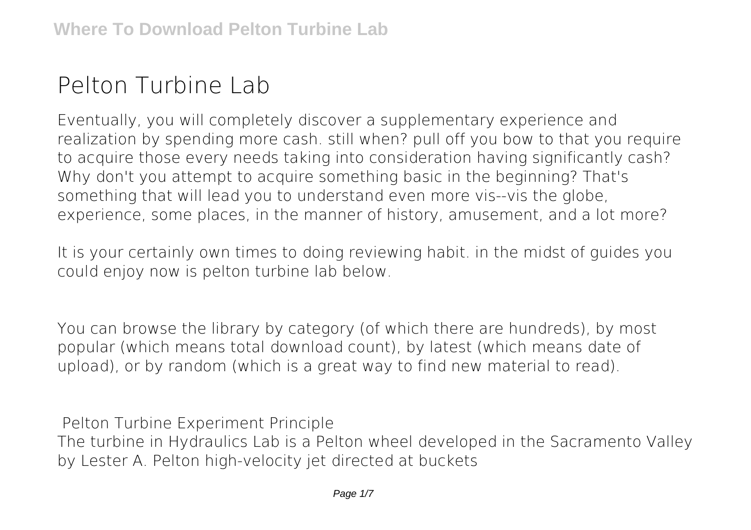# Pelton Turbine Lab

Eventually, you will completely discover a supplementary experience and realization by spending more cash. still when? pull off you bow to that you require to acquire those every needs taking into consideration having significantly cash? Why don't you attempt to acquire something basic in the beginning? That's something that will lead you to understand even more vis--vis the globe, experience, some places, in the manner of history, amusement, and a lot more?

It is your certainly own times to doing reviewing habit. in the midst of guides you could enjoy now is pelton turbine lab below.

You can browse the library by category (of which there are hundreds), by most popular (which means total download count), by latest (which means date of upload), or by random (which is a great way to find new material to read).

**Pelton Turbine Experiment Principle**

The turbine in Hydraulics Lab is a Pelton wheel developed in the Sacramento Valley by Lester A. Pelton high-velocity jet directed at buckets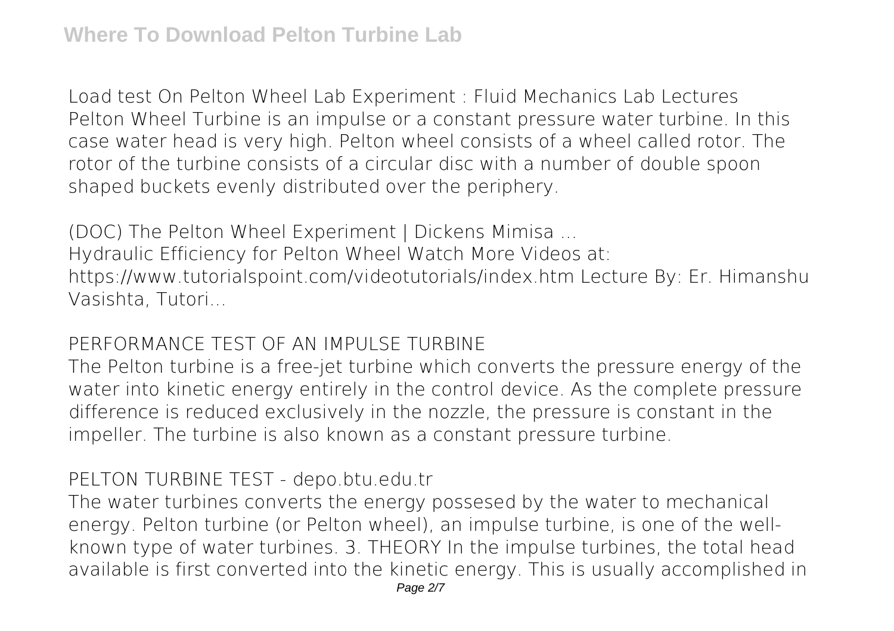Load test On Pelton Wheel Lab Experiment : Fluid Mechanics Lab Lectures
Pelton Wheel Turbine is an impulse or a constant pressure water turbine. In this case water head is very high. Pelton wheel consists of a wheel called rotor. The rotor of the turbine consists of a circular disc with a number of double spoon shaped buckets evenly distributed over the periphery.

(DOC) The Pelton Wheel Experiment | Dickens Mimisa ...
Hydraulic Efficiency for Pelton Wheel Watch More Videos at: https://www.tutorialspoint.com/videotutorials/index.htm Lecture By: Er. Himanshu Vasishta, Tutori...

PERFORMANCE TEST OF AN IMPULSE TURBINE
The Pelton turbine is a free-jet turbine which converts the pressure energy of the water into kinetic energy entirely in the control device. As the complete pressure difference is reduced exclusively in the nozzle, the pressure is constant in the impeller. The turbine is also known as a constant pressure turbine.

PELTON TURBINE TEST - depo.btu.edu.tr
The water turbines converts the energy possesed by the water to mechanical energy. Pelton turbine (or Pelton wheel), an impulse turbine, is one of the well-known type of water turbines. 3. THEORY In the impulse turbines, the total head available is first converted into the kinetic energy. This is usually accomplished in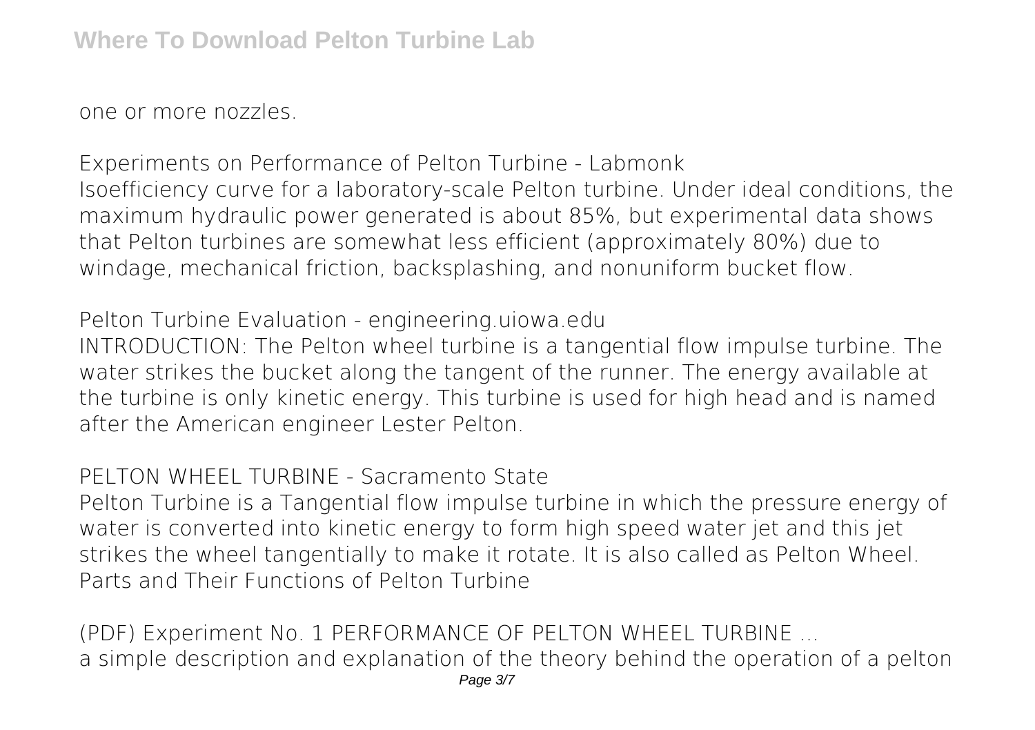one or more nozzles.

**Experiments on Performance of Pelton Turbine - Labmonk**

Isoefficiency curve for a laboratory-scale Pelton turbine. Under ideal conditions, the maximum hydraulic power generated is about 85%, but experimental data shows that Pelton turbines are somewhat less efficient (approximately 80%) due to windage, mechanical friction, backsplashing, and nonuniform bucket flow.

**Pelton Turbine Evaluation - engineering.uiowa.edu**

INTRODUCTION: The Pelton wheel turbine is a tangential flow impulse turbine. The water strikes the bucket along the tangent of the runner. The energy available at the turbine is only kinetic energy. This turbine is used for high head and is named after the American engineer Lester Pelton.

**PELTON WHEEL TURBINE - Sacramento State**

Pelton Turbine is a Tangential flow impulse turbine in which the pressure energy of water is converted into kinetic energy to form high speed water jet and this jet strikes the wheel tangentially to make it rotate. It is also called as Pelton Wheel. Parts and Their Functions of Pelton Turbine

**(PDF) Experiment No. 1 PERFORMANCE OF PELTON WHEEL TURBINE ...**

a simple description and explanation of the theory behind the operation of a pelton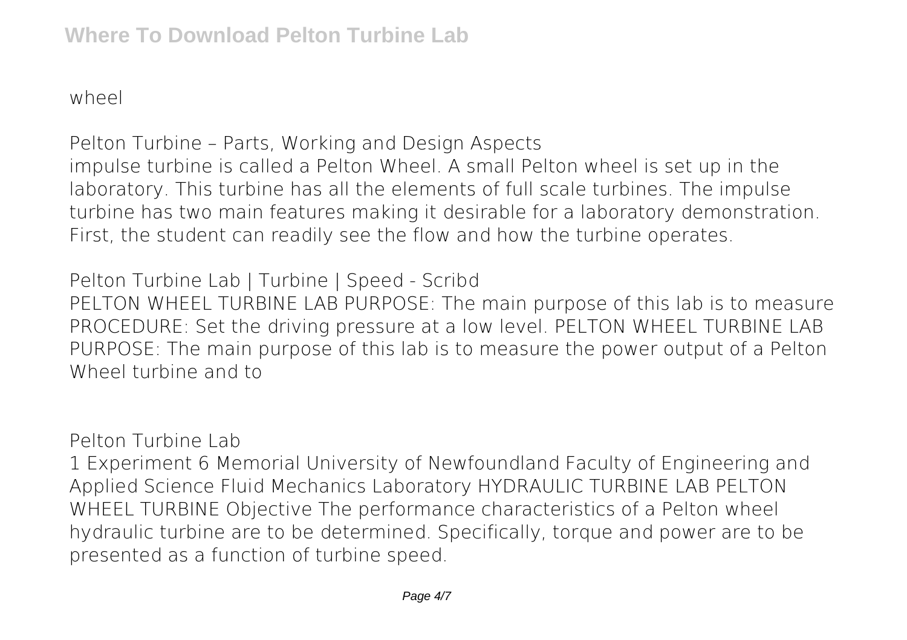wheel

**Pelton Turbine – Parts, Working and Design Aspects**

impulse turbine is called a Pelton Wheel. A small Pelton wheel is set up in the laboratory. This turbine has all the elements of full scale turbines. The impulse turbine has two main features making it desirable for a laboratory demonstration. First, the student can readily see the flow and how the turbine operates.

**Pelton Turbine Lab | Turbine | Speed - Scribd**

PELTON WHEEL TURBINE LAB PURPOSE: The main purpose of this lab is to measure PROCEDURE: Set the driving pressure at a low level. PELTON WHEEL TURBINE LAB PURPOSE: The main purpose of this lab is to measure the power output of a Pelton Wheel turbine and to

**Pelton Turbine Lab**

1 Experiment 6 Memorial University of Newfoundland Faculty of Engineering and Applied Science Fluid Mechanics Laboratory HYDRAULIC TURBINE LAB PELTON WHEEL TURBINE Objective The performance characteristics of a Pelton wheel hydraulic turbine are to be determined. Specifically, torque and power are to be presented as a function of turbine speed.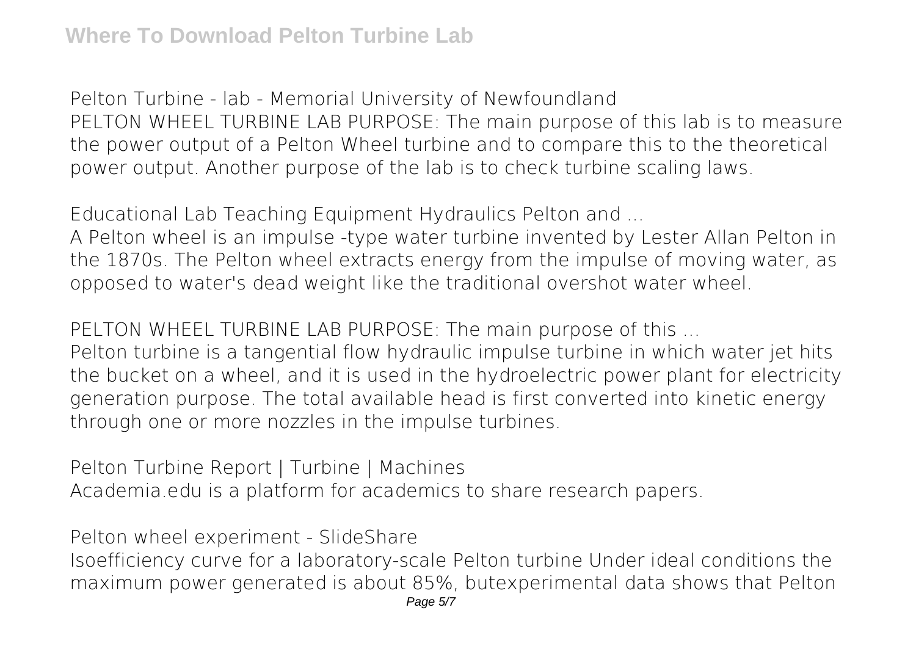**Pelton Turbine - lab - Memorial University of Newfoundland**

PELTON WHEEL TURBINE LAB PURPOSE: The main purpose of this lab is to measure the power output of a Pelton Wheel turbine and to compare this to the theoretical power output. Another purpose of the lab is to check turbine scaling laws.

**Educational Lab Teaching Equipment Hydraulics Pelton and ...**

A Pelton wheel is an impulse -type water turbine invented by Lester Allan Pelton in the 1870s. The Pelton wheel extracts energy from the impulse of moving water, as opposed to water's dead weight like the traditional overshot water wheel.

**PELTON WHEEL TURBINE LAB PURPOSE: The main purpose of this ...**

Pelton turbine is a tangential flow hydraulic impulse turbine in which water jet hits the bucket on a wheel, and it is used in the hydroelectric power plant for electricity generation purpose. The total available head is first converted into kinetic energy through one or more nozzles in the impulse turbines.

**Pelton Turbine Report | Turbine | Machines**

Academia.edu is a platform for academics to share research papers.

**Pelton wheel experiment - SlideShare**

Isoefficiency curve for a laboratory-scale Pelton turbine Under ideal conditions the maximum power generated is about 85%, butexperimental data shows that Pelton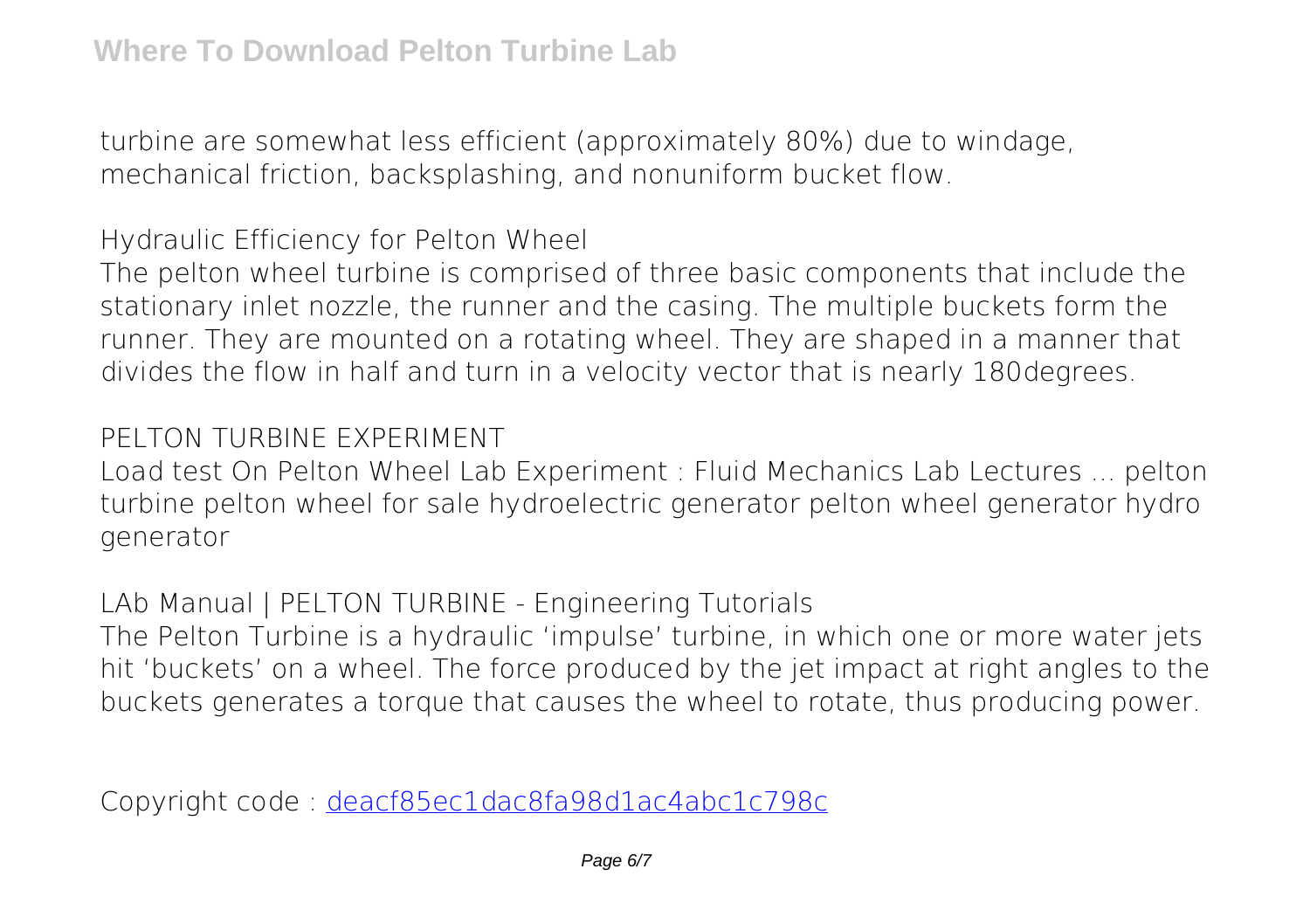turbine are somewhat less efficient (approximately 80%) due to windage, mechanical friction, backsplashing, and nonuniform bucket flow.

## Hydraulic Efficiency for Pelton Wheel

The pelton wheel turbine is comprised of three basic components that include the stationary inlet nozzle, the runner and the casing. The multiple buckets form the runner. They are mounted on a rotating wheel. They are shaped in a manner that divides the flow in half and turn in a velocity vector that is nearly 180degrees.

## PELTON TURBINE EXPERIMENT

Load test On Pelton Wheel Lab Experiment : Fluid Mechanics Lab Lectures ... pelton turbine pelton wheel for sale hydroelectric generator pelton wheel generator hydro generator

## LAb Manual | PELTON TURBINE - Engineering Tutorials

The Pelton Turbine is a hydraulic 'impulse' turbine, in which one or more water jets hit 'buckets' on a wheel. The force produced by the jet impact at right angles to the buckets generates a torque that causes the wheel to rotate, thus producing power.

Copyright code : deacf85ec1dac8fa98d1ac4abc1c798c